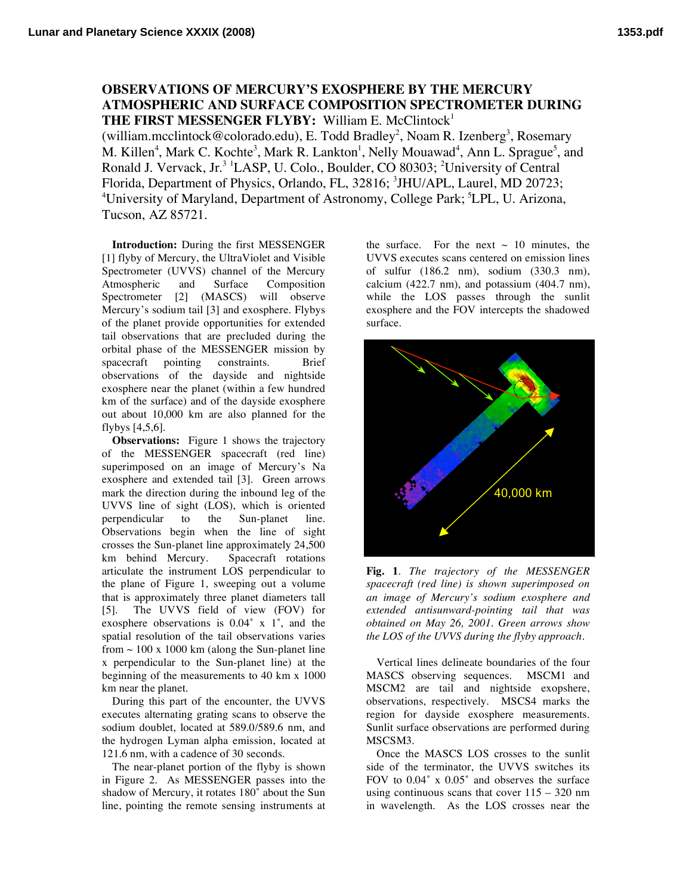# OBSERVATIONS OF MERCURY'S EXOSPHERE BY THE MERCURY ATMOSPHERIC AND SURFACE COMPOSITION SPECTROMETER DURING THE FIRST MESSENGER FLYBY:

William E. McClintock[1] (william.mcclintock@colorado.edu), E. Todd Bradley[2], Noam R. Izenberg[3], Rosemary M. Killen[4], Mark C. Kochte[3], Mark R. Lankton[1], Nelly Mouawad[4], Ann L. Sprague[5], and Ronald J. Vervack, Jr.[3] [1]LASP, U. Colo., Boulder, CO 80303; [2]University of Central Florida, Department of Physics, Orlando, FL, 32816; [3]JHU/APL, Laurel, MD 20723; [4]University of Maryland, Department of Astronomy, College Park; [5]LPL, U. Arizona, Tucson, AZ 85721.

**Introduction:** During the first MESSENGER [1] flyby of Mercury, the UltraViolet and Visible Spectrometer (UVVS) channel of the Mercury Atmospheric and Surface Composition Spectrometer [2] (MASCS) will observe Mercury's sodium tail [3] and exosphere. Flybys of the planet provide opportunities for extended tail observations that are precluded during the orbital phase of the MESSENGER mission by spacecraft pointing constraints. Brief observations of the dayside and nightside exosphere near the planet (within a few hundred km of the surface) and of the dayside exosphere out about 10,000 km are also planned for the flybys [4,5,6].

**Observations:** Figure 1 shows the trajectory of the MESSENGER spacecraft (red line) superimposed on an image of Mercury's Na exosphere and extended tail [3]. Green arrows mark the direction during the inbound leg of the UVVS line of sight (LOS), which is oriented perpendicular to the Sun-planet line. Observations begin when the line of sight crosses the Sun-planet line approximately 24,500 km behind Mercury. Spacecraft rotations articulate the instrument LOS perpendicular to the plane of Figure 1, sweeping out a volume that is approximately three planet diameters tall [5]. The UVVS field of view (FOV) for exosphere observations is 0.04˚ x 1˚, and the spatial resolution of the tail observations varies from ~ 100 x 1000 km (along the Sun-planet line x perpendicular to the Sun-planet line) at the beginning of the measurements to 40 km x 1000 km near the planet.

During this part of the encounter, the UVVS executes alternating grating scans to observe the sodium doublet, located at 589.0/589.6 nm, and the hydrogen Lyman alpha emission, located at 121.6 nm, with a cadence of 30 seconds.

The near-planet portion of the flyby is shown in Figure 2. As MESSENGER passes into the shadow of Mercury, it rotates 180˚ about the Sun line, pointing the remote sensing instruments at the surface. For the next ~ 10 minutes, the UVVS executes scans centered on emission lines of sulfur (186.2 nm), sodium (330.3 nm), calcium (422.7 nm), and potassium (404.7 nm), while the LOS passes through the sunlit exosphere and the FOV intercepts the shadowed surface.

**Fig. 1**. *The trajectory of the MESSENGER spacecraft (red line) is shown superimposed on an image of Mercury's sodium exosphere and extended antisunward-pointing tail that was obtained on May 26, 2001. Green arrows show the LOS of the UVVS during the flyby approach.*

Vertical lines delineate boundaries of the four MASCS observing sequences. MSCM1 and MSCM2 are tail and nightside exopshere, observations, respectively. MSCS4 marks the region for dayside exosphere measurements. Sunlit surface observations are performed during MSCSM3.

Once the MASCS LOS crosses to the sunlit side of the terminator, the UVVS switches its FOV to 0.04˚ x 0.05˚ and observes the surface using continuous scans that cover 115 – 320 nm in wavelength. As the LOS crosses near the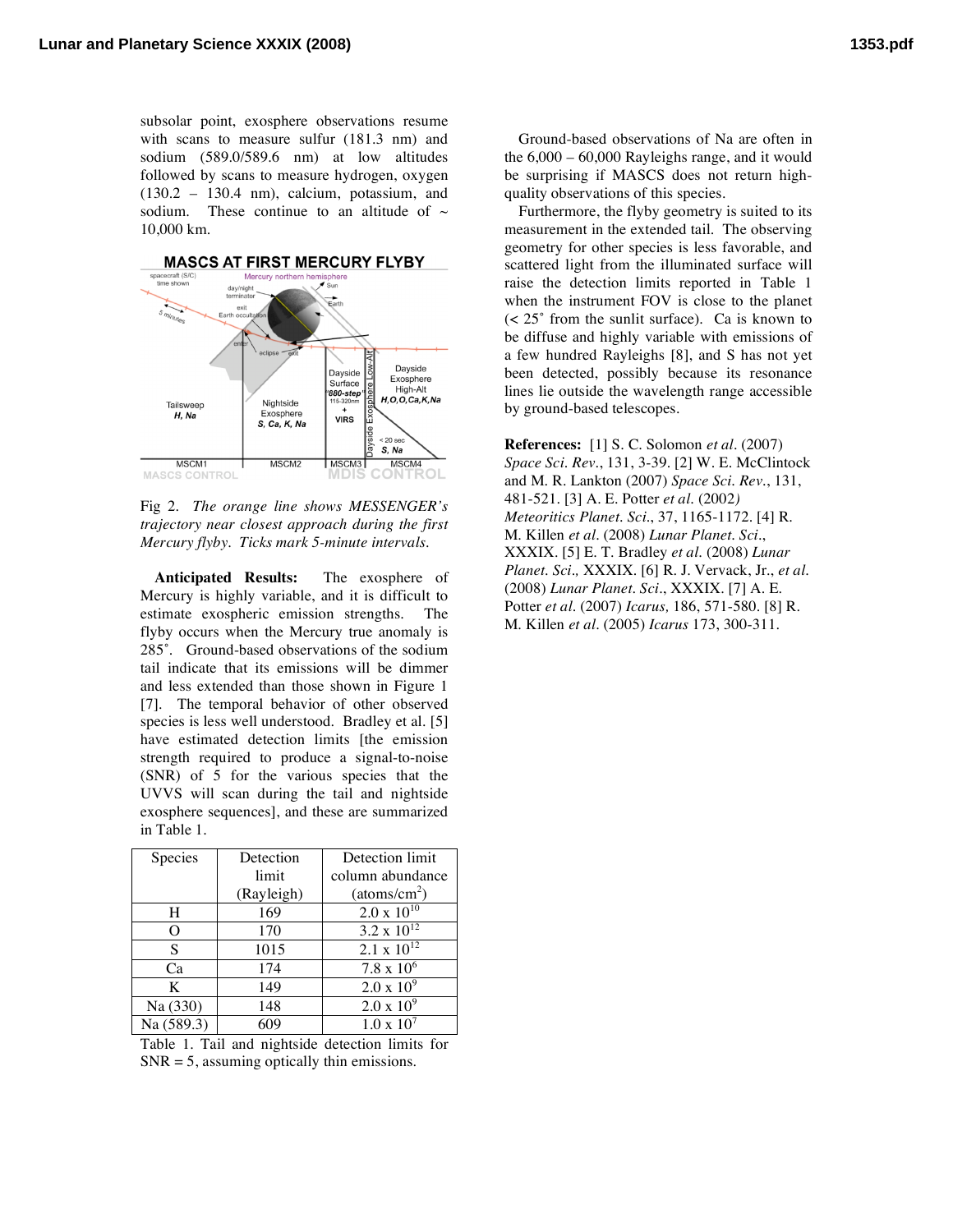subsolar point, exosphere observations resume with scans to measure sulfur (181.3 nm) and sodium (589.0/589.6 nm) at low altitudes followed by scans to measure hydrogen, oxygen (130.2 – 130.4 nm), calcium, potassium, and sodium. These continue to an altitude of ~ 10,000 km.

MASCS AT FIRST MERCURY FLYBY

spacecraft (S/C) time shown

Mercury northern hemisphere

Sun

day/night terminator

5 minutes

exit

Earth occultation

Earth

enter

eclipse

exit

Dayside Surface "880-step" 115-320nm + VIRS

Dayside Exosphere Low-Alt

Dayside Exosphere High-Alt H,O,O,Ca,K,Na

Tailsweep H, Na

Nightside Exosphere S, Ca, K, Na

< 20 sec S, Na

MSCM1

MSCM2

MSCM3

MSCM4

MASCS CONTROL

MDIS CONTROL

Fig 2. *The orange line shows MESSENGER's trajectory near closest approach during the first Mercury flyby. Ticks mark 5-minute intervals.*

**Anticipated Results:** The exosphere of Mercury is highly variable, and it is difficult to estimate exospheric emission strengths. The flyby occurs when the Mercury true anomaly is 285˚. Ground-based observations of the sodium tail indicate that its emissions will be dimmer and less extended than those shown in Figure 1 [7]. The temporal behavior of other observed species is less well understood. Bradley et al. [5] have estimated detection limits [the emission strength required to produce a signal-to-noise (SNR) of 5 for the various species that the UVVS will scan during the tail and nightside exosphere sequences], and these are summarized in Table 1.

| Species | Detection limit (Rayleigh) | Detection limit column abundance (atoms/cm$^2$) |
|---|---|---|
| H | 169 | $2.0 \times 10^{10}$ |
| O | 170 | $3.2 \times 10^{12}$ |
| S | 1015 | $2.1 \times 10^{12}$ |
| Ca | 174 | $7.8 \times 10^{6}$ |
| K | 149 | $2.0 \times 10^{9}$ |
| Na (330) | 148 | $2.0 \times 10^{9}$ |
| Na (589.3) | 609 | $1.0 \times 10^{7}$ |

Table 1. Tail and nightside detection limits for SNR = 5, assuming optically thin emissions.

Ground-based observations of Na are often in the 6,000 – 60,000 Rayleighs range, and it would be surprising if MASCS does not return high-quality observations of this species.

Furthermore, the flyby geometry is suited to its measurement in the extended tail. The observing geometry for other species is less favorable, and scattered light from the illuminated surface will raise the detection limits reported in Table 1 when the instrument FOV is close to the planet (< 25˚ from the sunlit surface). Ca is known to be diffuse and highly variable with emissions of a few hundred Rayleighs [8], and S has not yet been detected, possibly because its resonance lines lie outside the wavelength range accessible by ground-based telescopes.

**References:** [1] S. C. Solomon *et al*. (2007) *Space Sci. Rev*., 131, 3-39. [2] W. E. McClintock and M. R. Lankton (2007) *Space Sci. Rev*., 131, 481-521. [3] A. E. Potter *et al*. (2002) *Meteoritics Planet. Sci*., 37, 1165-1172. [4] R. M. Killen *et al*. (2008) *Lunar Planet. Sci*., XXXIX. [5] E. T. Bradley *et al*. (2008) *Lunar Planet. Sci.,* XXXIX. [6] R. J. Vervack, Jr., *et al.* (2008) *Lunar Planet. Sci*., XXXIX. [7] A. E. Potter *et al*. (2007) *Icarus,* 186, 571-580. [8] R. M. Killen *et al*. (2005) *Icarus* 173, 300-311.